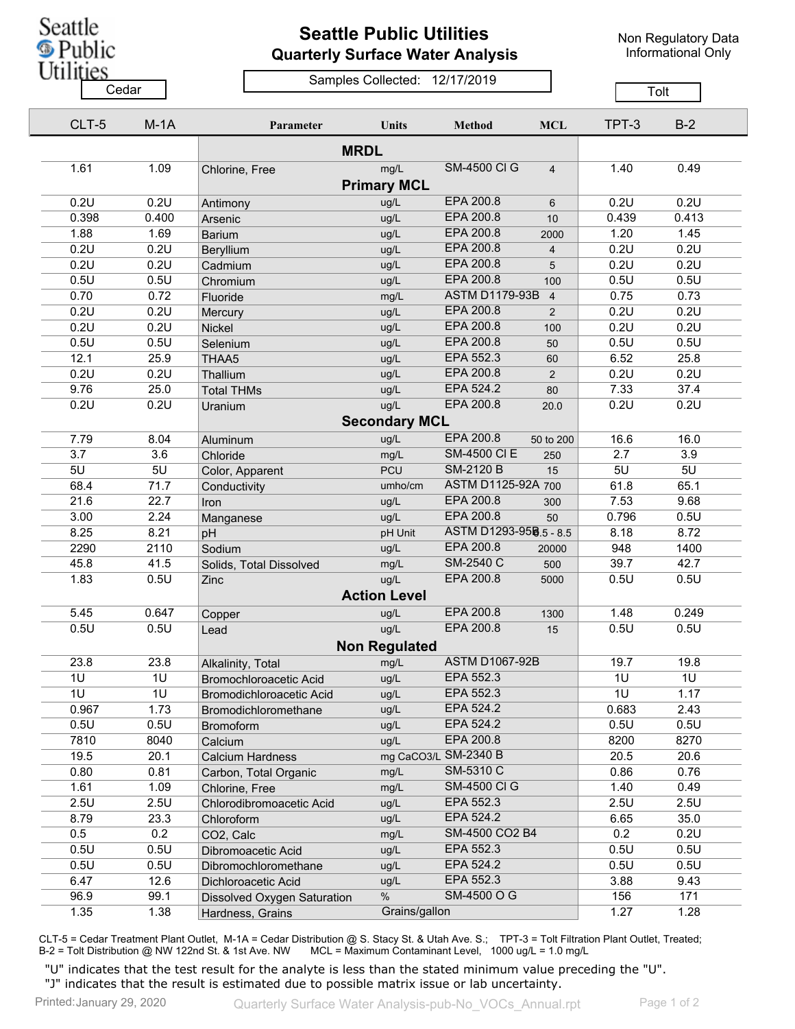# Seattle Public Utilities

## Quarterly Surface Water Analysis

Non Regulatory Data
Informational Only

Samples Collected: 12/17/2019

| Cedar | | | | | | Tolt | |
|---|---|---|---|---|---|---|---|
| **CLT-5** | **M-1A** | **Parameter** | **Units** | **Method** | **MCL** | **TPT-3** | **B-2** |
| | | **MRDL** | | | | | |
| 1.61 | 1.09 | Chlorine, Free | mg/L | SM-4500 Cl G | 4 | 1.40 | 0.49 |
| | | **Primary MCL** | | | | | |
| 0.2U | 0.2U | Antimony | ug/L | EPA 200.8 | 6 | 0.2U | 0.2U |
| 0.398 | 0.400 | Arsenic | ug/L | EPA 200.8 | 10 | 0.439 | 0.413 |
| 1.88 | 1.69 | Barium | ug/L | EPA 200.8 | 2000 | 1.20 | 1.45 |
| 0.2U | 0.2U | Beryllium | ug/L | EPA 200.8 | 4 | 0.2U | 0.2U |
| 0.2U | 0.2U | Cadmium | ug/L | EPA 200.8 | 5 | 0.2U | 0.2U |
| 0.5U | 0.5U | Chromium | ug/L | EPA 200.8 | 100 | 0.5U | 0.5U |
| 0.70 | 0.72 | Fluoride | mg/L | ASTM D1179-93B | 4 | 0.75 | 0.73 |
| 0.2U | 0.2U | Mercury | ug/L | EPA 200.8 | 2 | 0.2U | 0.2U |
| 0.2U | 0.2U | Nickel | ug/L | EPA 200.8 | 100 | 0.2U | 0.2U |
| 0.5U | 0.5U | Selenium | ug/L | EPA 200.8 | 50 | 0.5U | 0.5U |
| 12.1 | 25.9 | THAA5 | ug/L | EPA 552.3 | 60 | 6.52 | 25.8 |
| 0.2U | 0.2U | Thallium | ug/L | EPA 200.8 | 2 | 0.2U | 0.2U |
| 9.76 | 25.0 | Total THMs | ug/L | EPA 524.2 | 80 | 7.33 | 37.4 |
| 0.2U | 0.2U | Uranium | ug/L | EPA 200.8 | 20.0 | 0.2U | 0.2U |
| | | **Secondary MCL** | | | | | |
| 7.79 | 8.04 | Aluminum | ug/L | EPA 200.8 | 50 to 200 | 16.6 | 16.0 |
| 3.7 | 3.6 | Chloride | mg/L | SM-4500 Cl E | 250 | 2.7 | 3.9 |
| 5U | 5U | Color, Apparent | PCU | SM-2120 B | 15 | 5U | 5U |
| 68.4 | 71.7 | Conductivity | umho/cm | ASTM D1125-92A | 700 | 61.8 | 65.1 |
| 21.6 | 22.7 | Iron | ug/L | EPA 200.8 | 300 | 7.53 | 9.68 |
| 3.00 | 2.24 | Manganese | ug/L | EPA 200.8 | 50 | 0.796 | 0.5U |
| 8.25 | 8.21 | pH | pH Unit | ASTM D1293-95B | 6.5 - 8.5 | 8.18 | 8.72 |
| 2290 | 2110 | Sodium | ug/L | EPA 200.8 | 20000 | 948 | 1400 |
| 45.8 | 41.5 | Solids, Total Dissolved | mg/L | SM-2540 C | 500 | 39.7 | 42.7 |
| 1.83 | 0.5U | Zinc | ug/L | EPA 200.8 | 5000 | 0.5U | 0.5U |
| | | **Action Level** | | | | | |
| 5.45 | 0.647 | Copper | ug/L | EPA 200.8 | 1300 | 1.48 | 0.249 |
| 0.5U | 0.5U | Lead | ug/L | EPA 200.8 | 15 | 0.5U | 0.5U |
| | | **Non Regulated** | | | | | |
| 23.8 | 23.8 | Alkalinity, Total | mg/L | ASTM D1067-92B | | 19.7 | 19.8 |
| 1U | 1U | Bromochloroacetic Acid | ug/L | EPA 552.3 | | 1U | 1U |
| 1U | 1U | Bromodichloroacetic Acid | ug/L | EPA 552.3 | | 1U | 1.17 |
| 0.967 | 1.73 | Bromodichloromethane | ug/L | EPA 524.2 | | 0.683 | 2.43 |
| 0.5U | 0.5U | Bromoform | ug/L | EPA 524.2 | | 0.5U | 0.5U |
| 7810 | 8040 | Calcium | ug/L | EPA 200.8 | | 8200 | 8270 |
| 19.5 | 20.1 | Calcium Hardness | mg CaCO3/L | SM-2340 B | | 20.5 | 20.6 |
| 0.80 | 0.81 | Carbon, Total Organic | mg/L | SM-5310 C | | 0.86 | 0.76 |
| 1.61 | 1.09 | Chlorine, Free | mg/L | SM-4500 Cl G | | 1.40 | 0.49 |
| 2.5U | 2.5U | Chlorodibromoacetic Acid | ug/L | EPA 552.3 | | 2.5U | 2.5U |
| 8.79 | 23.3 | Chloroform | ug/L | EPA 524.2 | | 6.65 | 35.0 |
| 0.5 | 0.2 | CO2, Calc | mg/L | SM-4500 CO2 B4 | | 0.2 | 0.2U |
| 0.5U | 0.5U | Dibromoacetic Acid | ug/L | EPA 552.3 | | 0.5U | 0.5U |
| 0.5U | 0.5U | Dibromochloromethane | ug/L | EPA 524.2 | | 0.5U | 0.5U |
| 6.47 | 12.6 | Dichloroacetic Acid | ug/L | EPA 552.3 | | 3.88 | 9.43 |
| 96.9 | 99.1 | Dissolved Oxygen Saturation | % | SM-4500 O G | | 156 | 171 |
| 1.35 | 1.38 | Hardness, Grains | Grains/gallon | | | 1.27 | 1.28 |

CLT-5 = Cedar Treatment Plant Outlet, M-1A = Cedar Distribution @ S. Stacy St. & Utah Ave. S.; TPT-3 = Tolt Filtration Plant Outlet, Treated; B-2 = Tolt Distribution @ NW 122nd St. & 1st Ave. NW MCL = Maximum Contaminant Level, 1000 ug/L = 1.0 mg/L

"U" indicates that the test result for the analyte is less than the stated minimum value preceding the "U".
"J" indicates that the result is estimated due to possible matrix issue or lab uncertainty.

Printed: January 29, 2020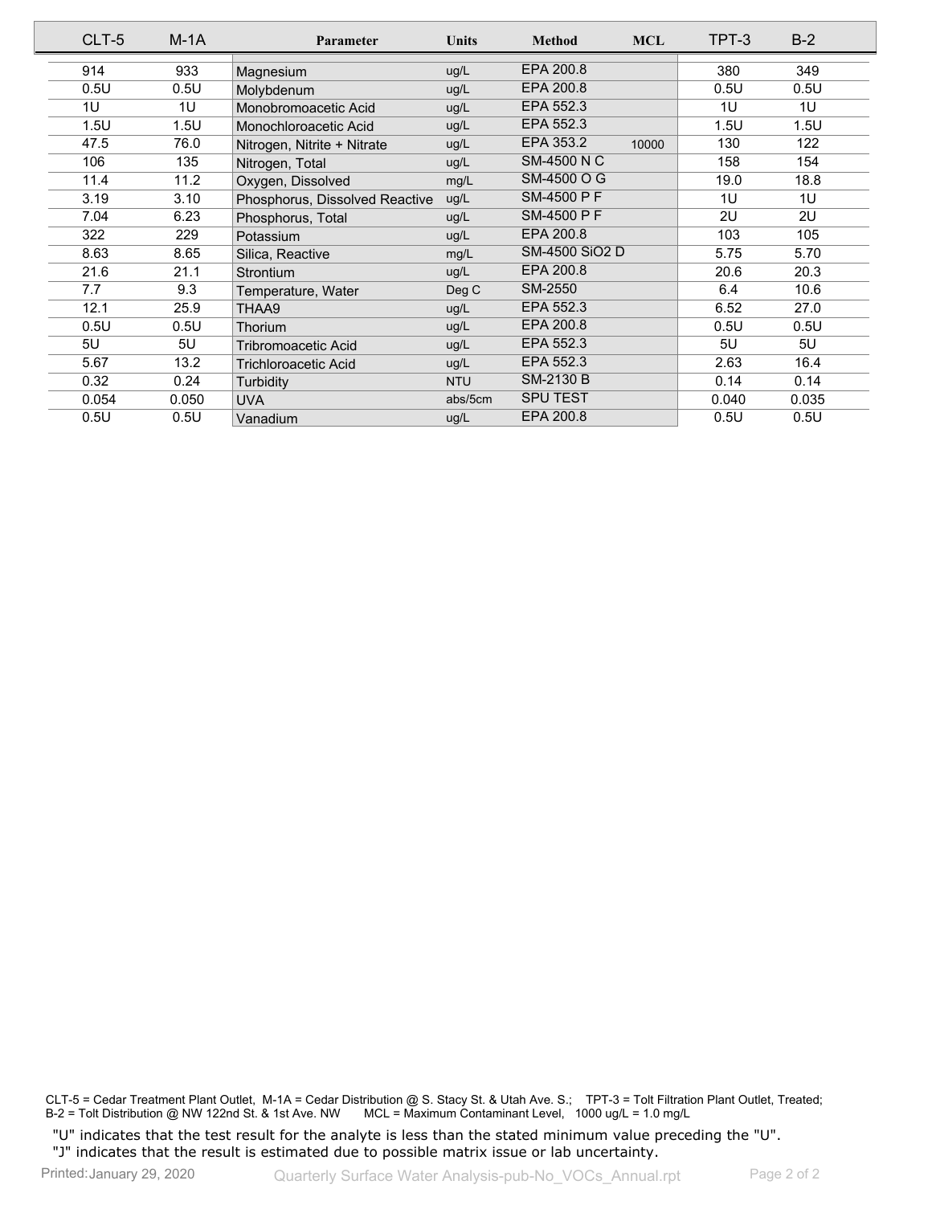| CLT-5 | M-1A | Parameter | Units | Method | MCL | TPT-3 | B-2 |
|---|---|---|---|---|---|---|---|
| 914 | 933 | Magnesium | ug/L | EPA 200.8 | | 380 | 349 |
| 0.5U | 0.5U | Molybdenum | ug/L | EPA 200.8 | | 0.5U | 0.5U |
| 1U | 1U | Monobromoacetic Acid | ug/L | EPA 552.3 | | 1U | 1U |
| 1.5U | 1.5U | Monochloroacetic Acid | ug/L | EPA 552.3 | | 1.5U | 1.5U |
| 47.5 | 76.0 | Nitrogen, Nitrite + Nitrate | ug/L | EPA 353.2 | 10000 | 130 | 122 |
| 106 | 135 | Nitrogen, Total | ug/L | SM-4500 N C | | 158 | 154 |
| 11.4 | 11.2 | Oxygen, Dissolved | mg/L | SM-4500 O G | | 19.0 | 18.8 |
| 3.19 | 3.10 | Phosphorus, Dissolved Reactive | ug/L | SM-4500 P F | | 1U | 1U |
| 7.04 | 6.23 | Phosphorus, Total | ug/L | SM-4500 P F | | 2U | 2U |
| 322 | 229 | Potassium | ug/L | EPA 200.8 | | 103 | 105 |
| 8.63 | 8.65 | Silica, Reactive | mg/L | SM-4500 SiO2 D | | 5.75 | 5.70 |
| 21.6 | 21.1 | Strontium | ug/L | EPA 200.8 | | 20.6 | 20.3 |
| 7.7 | 9.3 | Temperature, Water | Deg C | SM-2550 | | 6.4 | 10.6 |
| 12.1 | 25.9 | THAA9 | ug/L | EPA 552.3 | | 6.52 | 27.0 |
| 0.5U | 0.5U | Thorium | ug/L | EPA 200.8 | | 0.5U | 0.5U |
| 5U | 5U | Tribromoacetic Acid | ug/L | EPA 552.3 | | 5U | 5U |
| 5.67 | 13.2 | Trichloroacetic Acid | ug/L | EPA 552.3 | | 2.63 | 16.4 |
| 0.32 | 0.24 | Turbidity | NTU | SM-2130 B | | 0.14 | 0.14 |
| 0.054 | 0.050 | UVA | abs/5cm | SPU TEST | | 0.040 | 0.035 |
| 0.5U | 0.5U | Vanadium | ug/L | EPA 200.8 | | 0.5U | 0.5U |

CLT-5 = Cedar Treatment Plant Outlet, M-1A = Cedar Distribution @ S. Stacy St. & Utah Ave. S.; TPT-3 = Tolt Filtration Plant Outlet, Treated; B-2 = Tolt Distribution @ NW 122nd St. & 1st Ave. NW MCL = Maximum Contaminant Level, 1000 ug/L = 1.0 mg/L

"U" indicates that the test result for the analyte is less than the stated minimum value preceding the "U".
"J" indicates that the result is estimated due to possible matrix issue or lab uncertainty.

Printed: January 29, 2020 Quarterly Surface Water Analysis-pub-No_VOCs_Annual.rpt